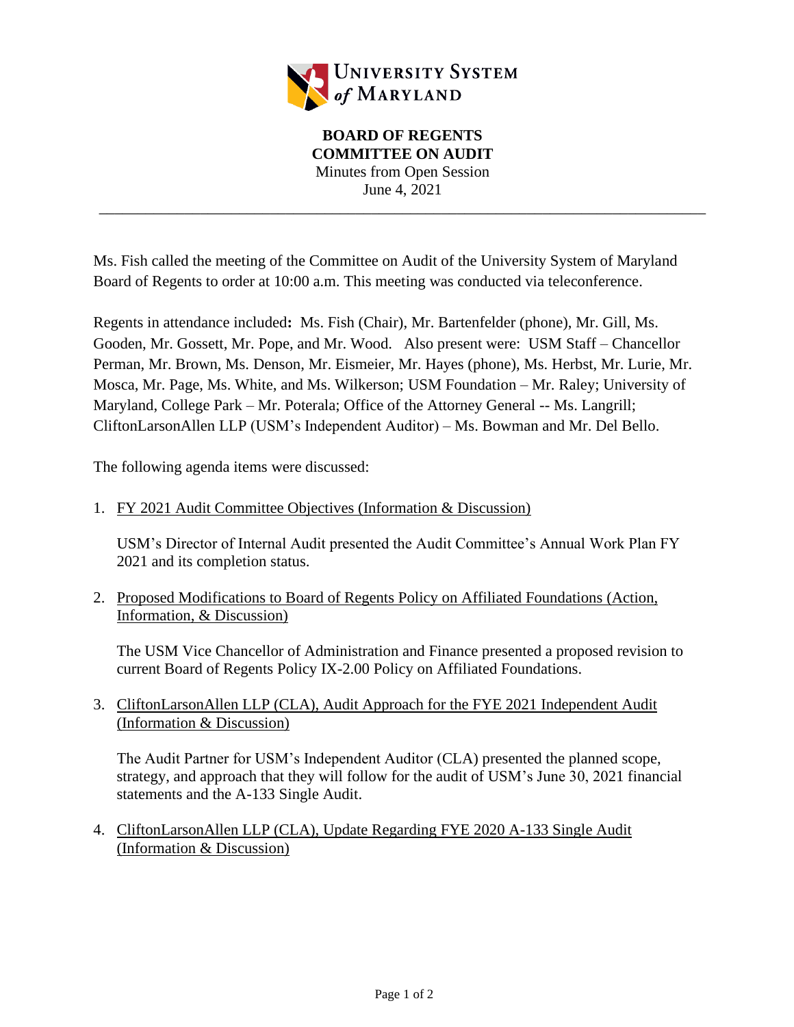UNIVERSITY SYSTEM *of* MARYLAND

**BOARD OF REGENTS**
**COMMITTEE ON AUDIT**
Minutes from Open Session
June 4, 2021

---

Ms. Fish called the meeting of the Committee on Audit of the University System of Maryland Board of Regents to order at 10:00 a.m. This meeting was conducted via teleconference.

Regents in attendance included**:** Ms. Fish (Chair), Mr. Bartenfelder (phone), Mr. Gill, Ms. Gooden, Mr. Gossett, Mr. Pope, and Mr. Wood. Also present were: USM Staff – Chancellor Perman, Mr. Brown, Ms. Denson, Mr. Eismeier, Mr. Hayes (phone), Ms. Herbst, Mr. Lurie, Mr. Mosca, Mr. Page, Ms. White, and Ms. Wilkerson; USM Foundation – Mr. Raley; University of Maryland, College Park – Mr. Poterala; Office of the Attorney General -- Ms. Langrill; CliftonLarsonAllen LLP (USM's Independent Auditor) – Ms. Bowman and Mr. Del Bello.

The following agenda items were discussed:

1. FY 2021 Audit Committee Objectives (Information & Discussion)

   USM's Director of Internal Audit presented the Audit Committee's Annual Work Plan FY 2021 and its completion status.

2. Proposed Modifications to Board of Regents Policy on Affiliated Foundations (Action, Information, & Discussion)

   The USM Vice Chancellor of Administration and Finance presented a proposed revision to current Board of Regents Policy IX-2.00 Policy on Affiliated Foundations.

3. CliftonLarsonAllen LLP (CLA), Audit Approach for the FYE 2021 Independent Audit (Information & Discussion)

   The Audit Partner for USM's Independent Auditor (CLA) presented the planned scope, strategy, and approach that they will follow for the audit of USM's June 30, 2021 financial statements and the A-133 Single Audit.

4. CliftonLarsonAllen LLP (CLA), Update Regarding FYE 2020 A-133 Single Audit (Information & Discussion)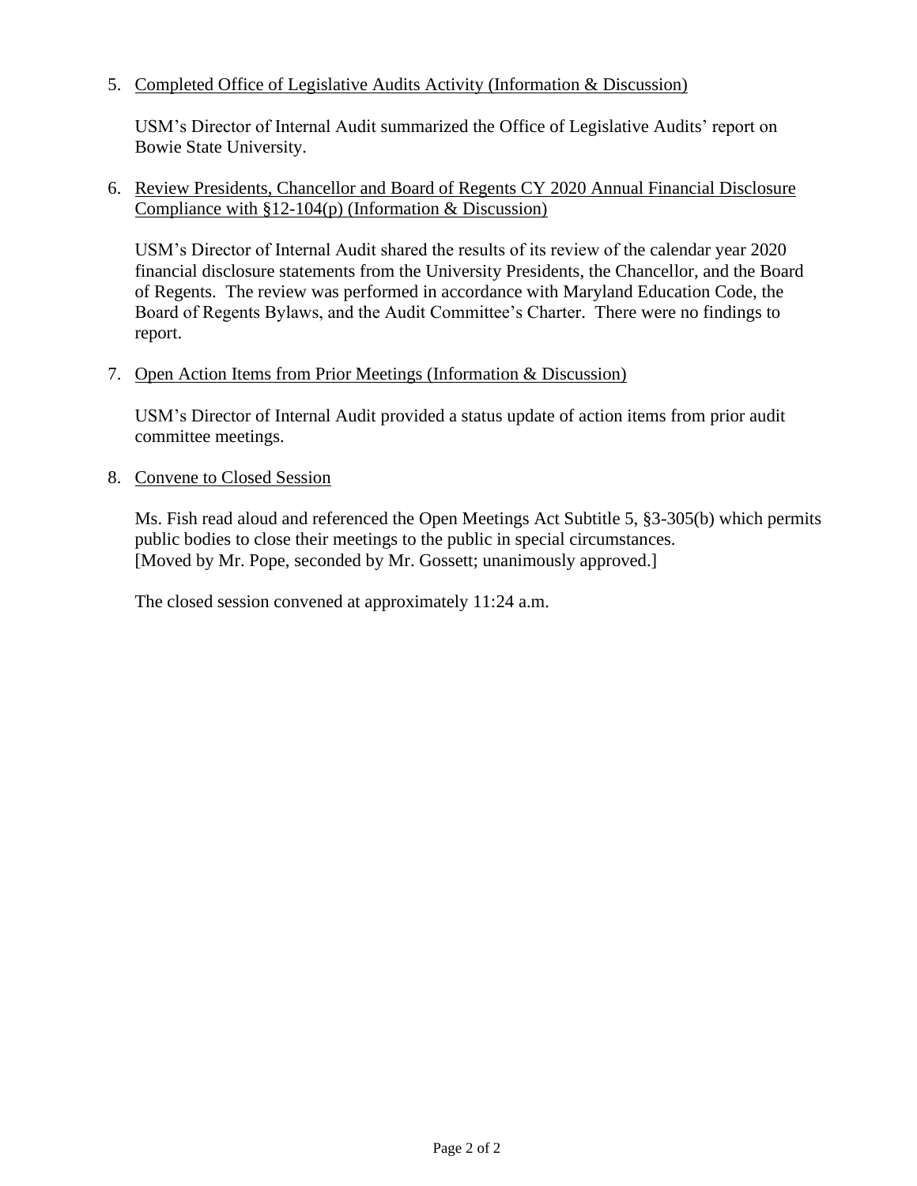5. <u>Completed Office of Legislative Audits Activity (Information & Discussion)</u>

   USM's Director of Internal Audit summarized the Office of Legislative Audits' report on Bowie State University.

6. <u>Review Presidents, Chancellor and Board of Regents CY 2020 Annual Financial Disclosure Compliance with §12-104(p) (Information & Discussion)</u>

   USM's Director of Internal Audit shared the results of its review of the calendar year 2020 financial disclosure statements from the University Presidents, the Chancellor, and the Board of Regents. The review was performed in accordance with Maryland Education Code, the Board of Regents Bylaws, and the Audit Committee's Charter. There were no findings to report.

7. <u>Open Action Items from Prior Meetings (Information & Discussion)</u>

   USM's Director of Internal Audit provided a status update of action items from prior audit committee meetings.

8. <u>Convene to Closed Session</u>

   Ms. Fish read aloud and referenced the Open Meetings Act Subtitle 5, §3-305(b) which permits public bodies to close their meetings to the public in special circumstances.
   [Moved by Mr. Pope, seconded by Mr. Gossett; unanimously approved.]

   The closed session convened at approximately 11:24 a.m.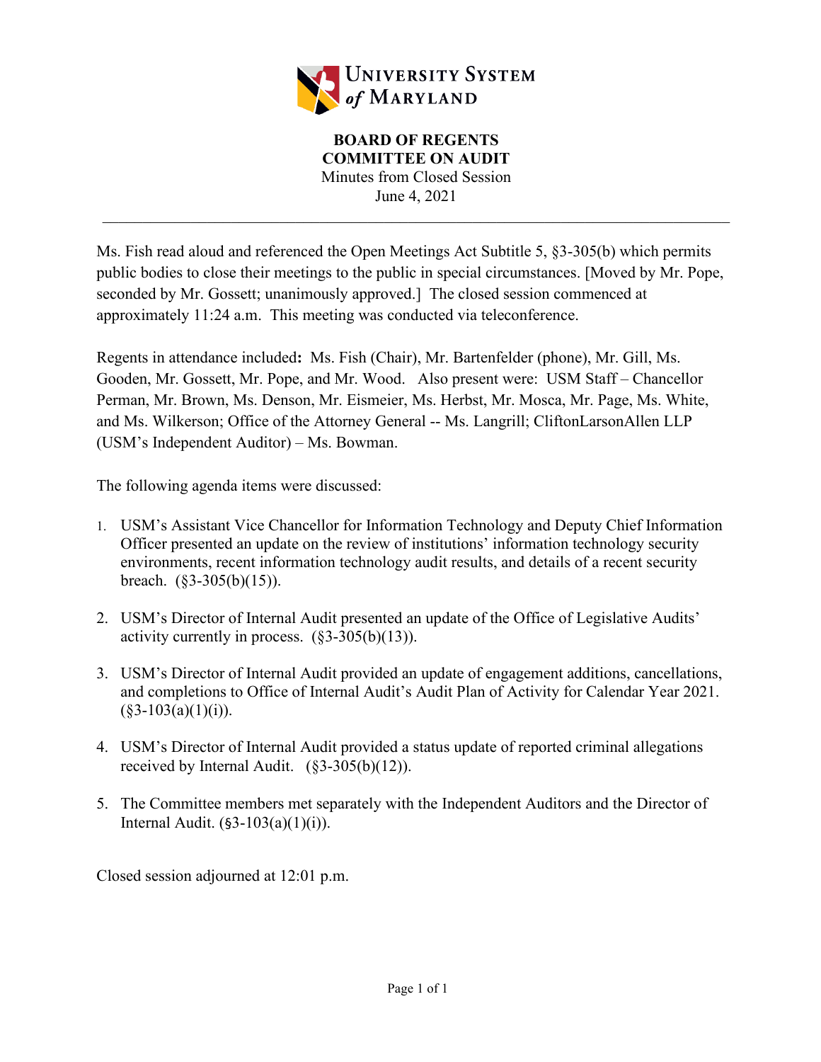# BOARD OF REGENTS
## COMMITTEE ON AUDIT
Minutes from Closed Session
June 4, 2021

---

Ms. Fish read aloud and referenced the Open Meetings Act Subtitle 5, §3-305(b) which permits public bodies to close their meetings to the public in special circumstances. [Moved by Mr. Pope, seconded by Mr. Gossett; unanimously approved.] The closed session commenced at approximately 11:24 a.m. This meeting was conducted via teleconference.

Regents in attendance included**:** Ms. Fish (Chair), Mr. Bartenfelder (phone), Mr. Gill, Ms. Gooden, Mr. Gossett, Mr. Pope, and Mr. Wood. Also present were: USM Staff – Chancellor Perman, Mr. Brown, Ms. Denson, Mr. Eismeier, Ms. Herbst, Mr. Mosca, Mr. Page, Ms. White, and Ms. Wilkerson; Office of the Attorney General -- Ms. Langrill; CliftonLarsonAllen LLP (USM's Independent Auditor) – Ms. Bowman.

The following agenda items were discussed:

1. USM's Assistant Vice Chancellor for Information Technology and Deputy Chief Information Officer presented an update on the review of institutions' information technology security environments, recent information technology audit results, and details of a recent security breach. (§3-305(b)(15)).

2. USM's Director of Internal Audit presented an update of the Office of Legislative Audits' activity currently in process. (§3-305(b)(13)).

3. USM's Director of Internal Audit provided an update of engagement additions, cancellations, and completions to Office of Internal Audit's Audit Plan of Activity for Calendar Year 2021. (§3-103(a)(1)(i)).

4. USM's Director of Internal Audit provided a status update of reported criminal allegations received by Internal Audit. (§3-305(b)(12)).

5. The Committee members met separately with the Independent Auditors and the Director of Internal Audit. (§3-103(a)(1)(i)).

Closed session adjourned at 12:01 p.m.